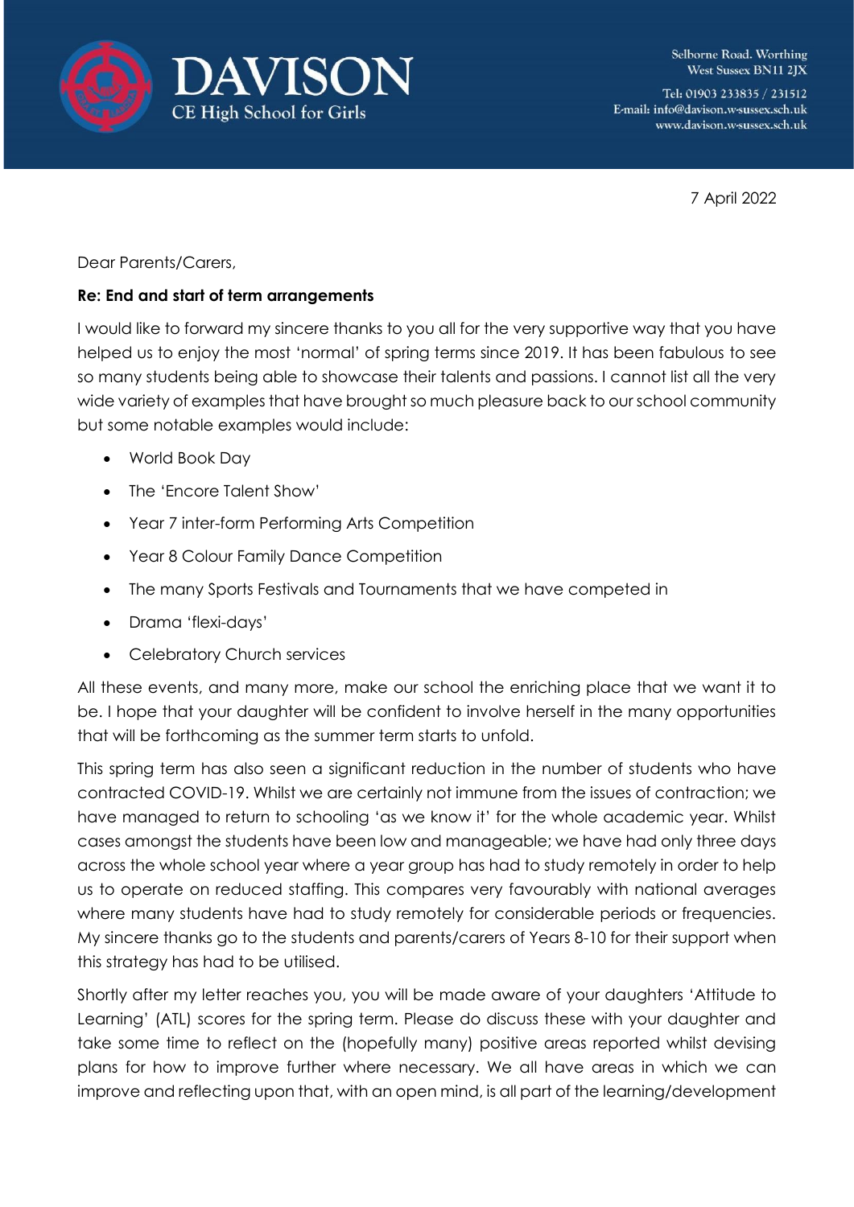# DAVISON
CE High School for Girls

Selborne Road. Worthing
West Sussex BN11 2JX

Tel: 01903 233835 / 231512
E-mail: info@davison.w-sussex.sch.uk
www.davison.w-sussex.sch.uk

7 April 2022

Dear Parents/Carers,

**Re: End and start of term arrangements**

I would like to forward my sincere thanks to you all for the very supportive way that you have helped us to enjoy the most 'normal' of spring terms since 2019. It has been fabulous to see so many students being able to showcase their talents and passions. I cannot list all the very wide variety of examples that have brought so much pleasure back to our school community but some notable examples would include:

- World Book Day
- The 'Encore Talent Show'
- Year 7 inter-form Performing Arts Competition
- Year 8 Colour Family Dance Competition
- The many Sports Festivals and Tournaments that we have competed in
- Drama 'flexi-days'
- Celebratory Church services

All these events, and many more, make our school the enriching place that we want it to be. I hope that your daughter will be confident to involve herself in the many opportunities that will be forthcoming as the summer term starts to unfold.

This spring term has also seen a significant reduction in the number of students who have contracted COVID-19. Whilst we are certainly not immune from the issues of contraction; we have managed to return to schooling 'as we know it' for the whole academic year. Whilst cases amongst the students have been low and manageable; we have had only three days across the whole school year where a year group has had to study remotely in order to help us to operate on reduced staffing. This compares very favourably with national averages where many students have had to study remotely for considerable periods or frequencies. My sincere thanks go to the students and parents/carers of Years 8-10 for their support when this strategy has had to be utilised.

Shortly after my letter reaches you, you will be made aware of your daughters 'Attitude to Learning' (ATL) scores for the spring term. Please do discuss these with your daughter and take some time to reflect on the (hopefully many) positive areas reported whilst devising plans for how to improve further where necessary. We all have areas in which we can improve and reflecting upon that, with an open mind, is all part of the learning/development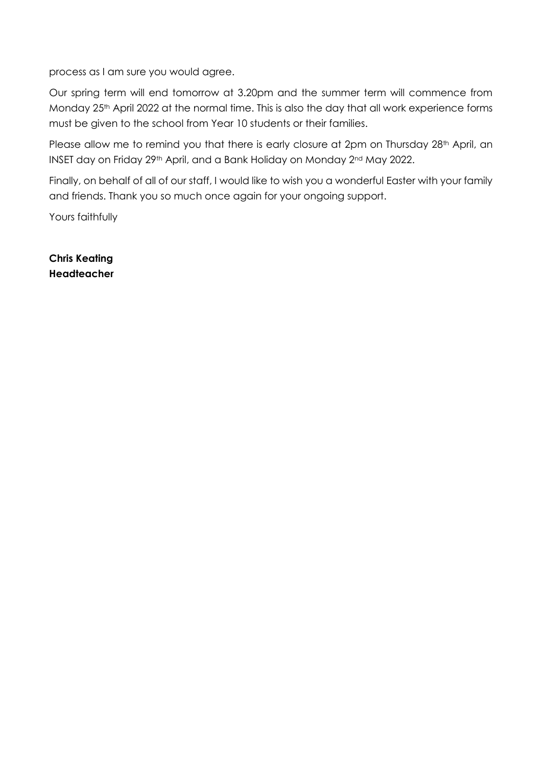process as I am sure you would agree.

Our spring term will end tomorrow at 3.20pm and the summer term will commence from Monday 25th April 2022 at the normal time. This is also the day that all work experience forms must be given to the school from Year 10 students or their families.

Please allow me to remind you that there is early closure at 2pm on Thursday 28th April, an INSET day on Friday 29th April, and a Bank Holiday on Monday 2nd May 2022.

Finally, on behalf of all of our staff, I would like to wish you a wonderful Easter with your family and friends. Thank you so much once again for your ongoing support.

Yours faithfully

**Chris Keating**
**Headteacher**